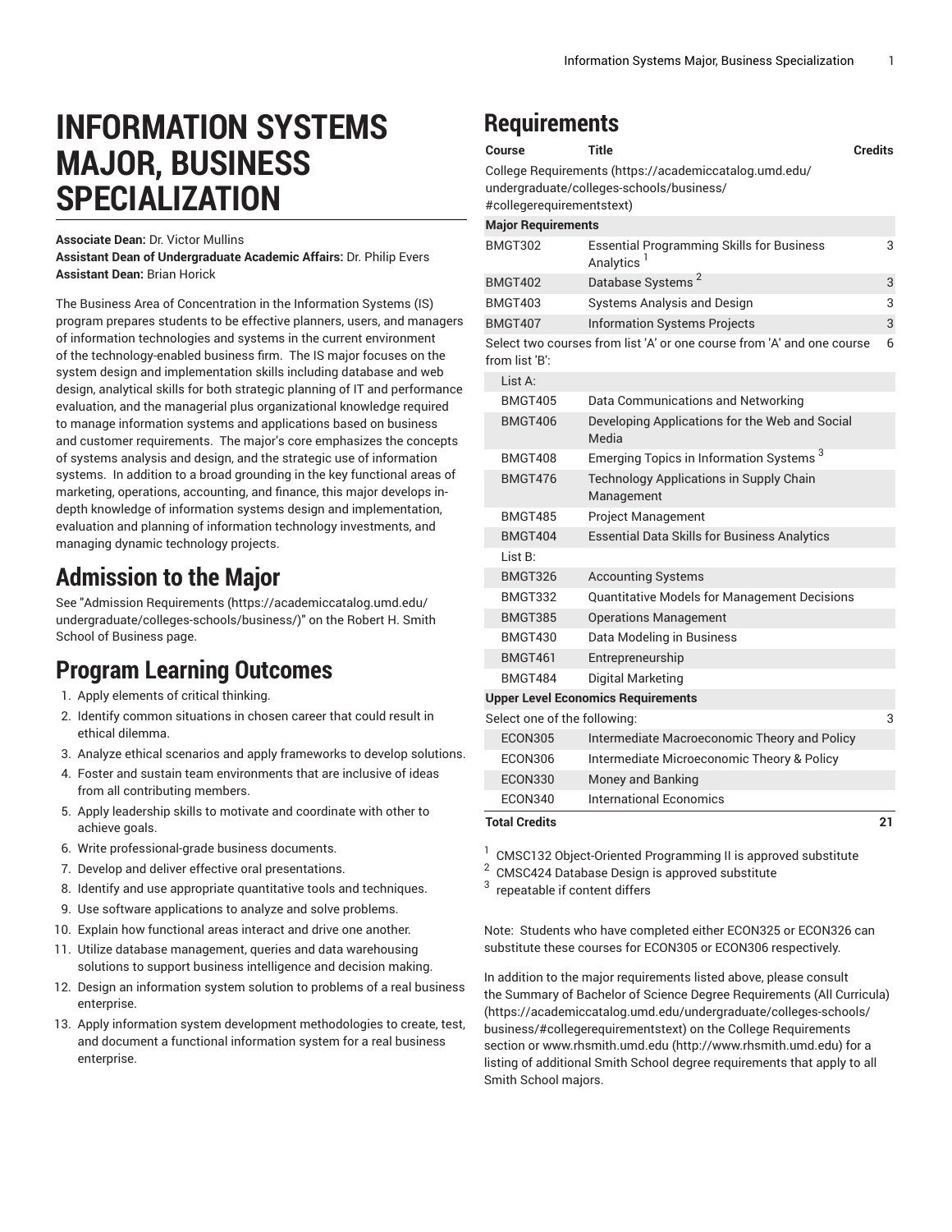# INFORMATION SYSTEMS MAJOR, BUSINESS SPECIALIZATION

**Associate Dean:** Dr. Victor Mullins
**Assistant Dean of Undergraduate Academic Affairs:** Dr. Philip Evers
**Assistant Dean:** Brian Horick

The Business Area of Concentration in the Information Systems (IS) program prepares students to be effective planners, users, and managers of information technologies and systems in the current environment of the technology-enabled business firm. The IS major focuses on the system design and implementation skills including database and web design, analytical skills for both strategic planning of IT and performance evaluation, and the managerial plus organizational knowledge required to manage information systems and applications based on business and customer requirements. The major's core emphasizes the concepts of systems analysis and design, and the strategic use of information systems. In addition to a broad grounding in the key functional areas of marketing, operations, accounting, and finance, this major develops in-depth knowledge of information systems design and implementation, evaluation and planning of information technology investments, and managing dynamic technology projects.

## Admission to the Major

See "Admission Requirements (https://academiccatalog.umd.edu/undergraduate/colleges-schools/business/)" on the Robert H. Smith School of Business page.

## Program Learning Outcomes

1. Apply elements of critical thinking.
2. Identify common situations in chosen career that could result in ethical dilemma.
3. Analyze ethical scenarios and apply frameworks to develop solutions.
4. Foster and sustain team environments that are inclusive of ideas from all contributing members.
5. Apply leadership skills to motivate and coordinate with other to achieve goals.
6. Write professional-grade business documents.
7. Develop and deliver effective oral presentations.
8. Identify and use appropriate quantitative tools and techniques.
9. Use software applications to analyze and solve problems.
10. Explain how functional areas interact and drive one another.
11. Utilize database management, queries and data warehousing solutions to support business intelligence and decision making.
12. Design an information system solution to problems of a real business enterprise.
13. Apply information system development methodologies to create, test, and document a functional information system for a real business enterprise.

## Requirements

| Course | Title | Credits |
|---|---|---|
| College Requirements (https://academiccatalog.umd.edu/undergraduate/colleges-schools/business/#collegerequirementstext) | | |
| **Major Requirements** | | |
| BMGT302 | Essential Programming Skills for Business Analytics [1] | 3 |
| BMGT402 | Database Systems [2] | 3 |
| BMGT403 | Systems Analysis and Design | 3 |
| BMGT407 | Information Systems Projects | 3 |
| Select two courses from list 'A' or one course from 'A' and one course from list 'B': | | 6 |
| List A: | | |
| BMGT405 | Data Communications and Networking | |
| BMGT406 | Developing Applications for the Web and Social Media | |
| BMGT408 | Emerging Topics in Information Systems [3] | |
| BMGT476 | Technology Applications in Supply Chain Management | |
| BMGT485 | Project Management | |
| BMGT404 | Essential Data Skills for Business Analytics | |
| List B: | | |
| BMGT326 | Accounting Systems | |
| BMGT332 | Quantitative Models for Management Decisions | |
| BMGT385 | Operations Management | |
| BMGT430 | Data Modeling in Business | |
| BMGT461 | Entrepreneurship | |
| BMGT484 | Digital Marketing | |
| **Upper Level Economics Requirements** | | |
| Select one of the following: | | 3 |
| ECON305 | Intermediate Macroeconomic Theory and Policy | |
| ECON306 | Intermediate Microeconomic Theory & Policy | |
| ECON330 | Money and Banking | |
| ECON340 | International Economics | |
| **Total Credits** | | **21** |

[1] CMSC132 Object-Oriented Programming II is approved substitute
[2] CMSC424 Database Design is approved substitute
[3] repeatable if content differs

Note: Students who have completed either ECON325 or ECON326 can substitute these courses for ECON305 or ECON306 respectively.

In addition to the major requirements listed above, please consult the Summary of Bachelor of Science Degree Requirements (All Curricula) (https://academiccatalog.umd.edu/undergraduate/colleges-schools/business/#collegerequirementstext) on the College Requirements section or www.rhsmith.umd.edu (http://www.rhsmith.umd.edu) for a listing of additional Smith School degree requirements that apply to all Smith School majors.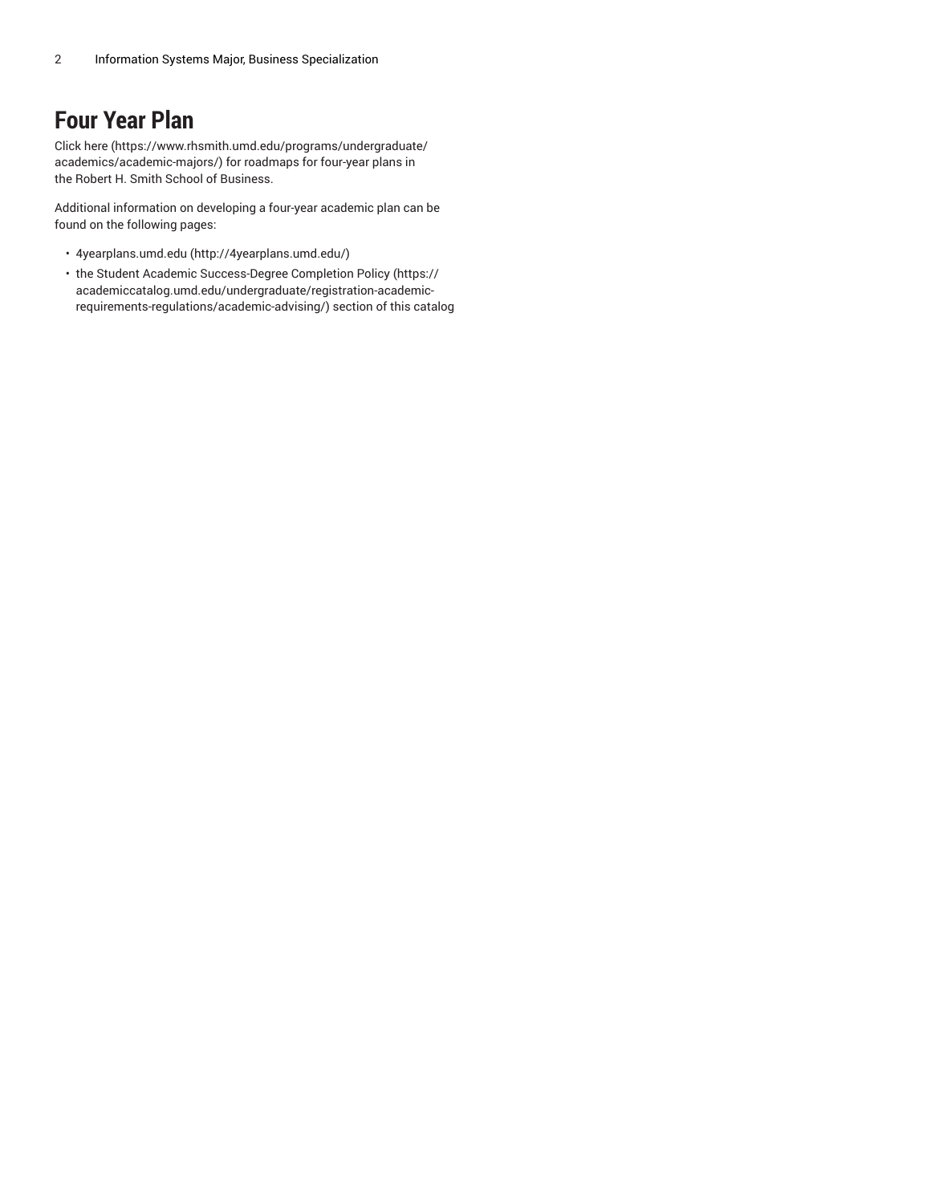# Four Year Plan

Click here (https://www.rhsmith.umd.edu/programs/undergraduate/academics/academic-majors/) for roadmaps for four-year plans in the Robert H. Smith School of Business.

Additional information on developing a four-year academic plan can be found on the following pages:

- 4yearplans.umd.edu (http://4yearplans.umd.edu/)
- the Student Academic Success-Degree Completion Policy (https://academiccatalog.umd.edu/undergraduate/registration-academic-requirements-regulations/academic-advising/) section of this catalog